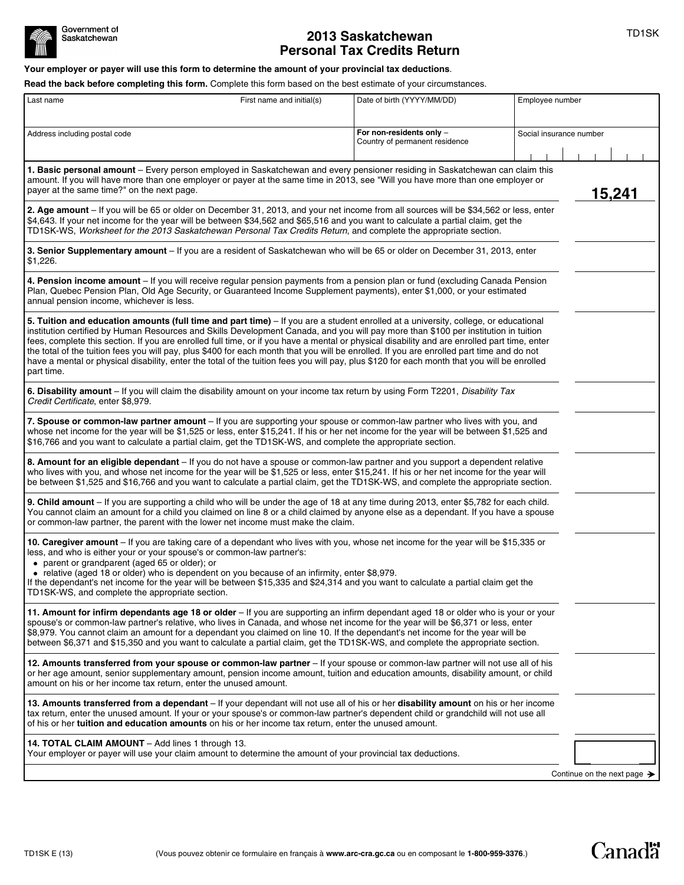Government of Saskatchewan

TD1SK

# 2013 Saskatchewan Personal Tax Credits Return

**Your employer or payer will use this form to determine the amount of your provincial tax deductions**.

**Read the back before completing this form.** Complete this form based on the best estimate of your circumstances.

| Last name | First name and initial(s) | Date of birth (YYYY/MM/DD) | Employee number |
|---|---|---|---|
| Address including postal code | | **For non-residents only** – Country of permanent residence | Social insurance number |

| | |
|---|---|
| **1. Basic personal amount** – Every person employed in Saskatchewan and every pensioner residing in Saskatchewan can claim this amount. If you will have more than one employer or payer at the same time in 2013, see "Will you have more than one employer or payer at the same time?" on the next page. | **15,241** |
| **2. Age amount** – If you will be 65 or older on December 31, 2013, and your net income from all sources will be $34,562 or less, enter $4,643. If your net income for the year will be between $34,562 and $65,516 and you want to calculate a partial claim, get the TD1SK-WS, *Worksheet for the 2013 Saskatchewan Personal Tax Credits Return*, and complete the appropriate section. | |
| **3. Senior Supplementary amount** – If you are a resident of Saskatchewan who will be 65 or older on December 31, 2013, enter $1,226. | |
| **4. Pension income amount** – If you will receive regular pension payments from a pension plan or fund (excluding Canada Pension Plan, Quebec Pension Plan, Old Age Security, or Guaranteed Income Supplement payments), enter $1,000, or your estimated annual pension income, whichever is less. | |
| **5. Tuition and education amounts (full time and part time)** – If you are a student enrolled at a university, college, or educational institution certified by Human Resources and Skills Development Canada, and you will pay more than $100 per institution in tuition fees, complete this section. If you are enrolled full time, or if you have a mental or physical disability and are enrolled part time, enter the total of the tuition fees you will pay, plus $400 for each month that you will be enrolled. If you are enrolled part time and do not have a mental or physical disability, enter the total of the tuition fees you will pay, plus $120 for each month that you will be enrolled part time. | |
| **6. Disability amount** – If you will claim the disability amount on your income tax return by using Form T2201, *Disability Tax Credit Certificate*, enter $8,979. | |
| **7. Spouse or common-law partner amount** – If you are supporting your spouse or common-law partner who lives with you, and whose net income for the year will be $1,525 or less, enter $15,241. If his or her net income for the year will be between $1,525 and $16,766 and you want to calculate a partial claim, get the TD1SK-WS, and complete the appropriate section. | |
| **8. Amount for an eligible dependant** – If you do not have a spouse or common-law partner and you support a dependent relative who lives with you, and whose net income for the year will be $1,525 or less, enter $15,241. If his or her net income for the year will be between $1,525 and $16,766 and you want to calculate a partial claim, get the TD1SK-WS, and complete the appropriate section. | |
| **9. Child amount** – If you are supporting a child who will be under the age of 18 at any time during 2013, enter $5,782 for each child. You cannot claim an amount for a child you claimed on line 8 or a child claimed by anyone else as a dependant. If you have a spouse or common-law partner, the parent with the lower net income must make the claim. | |
| **10. Caregiver amount** – If you are taking care of a dependant who lives with you, whose net income for the year will be $15,335 or less, and who is either your or your spouse's or common-law partner's:<br>• parent or grandparent (aged 65 or older); or<br>• relative (aged 18 or older) who is dependent on you because of an infirmity, enter $8,979.<br>If the dependant's net income for the year will be between $15,335 and $24,314 and you want to calculate a partial claim get the TD1SK-WS, and complete the appropriate section. | |
| **11. Amount for infirm dependants age 18 or older** – If you are supporting an infirm dependant aged 18 or older who is your or your spouse's or common-law partner's relative, who lives in Canada, and whose net income for the year will be $6,371 or less, enter $8,979. You cannot claim an amount for a dependant you claimed on line 10. If the dependant's net income for the year will be between $6,371 and $15,350 and you want to calculate a partial claim, get the TD1SK-WS, and complete the appropriate section. | |
| **12. Amounts transferred from your spouse or common-law partner** – If your spouse or common-law partner will not use all of his or her age amount, senior supplementary amount, pension income amount, tuition and education amounts, disability amount, or child amount on his or her income tax return, enter the unused amount. | |
| **13. Amounts transferred from a dependant** – If your dependant will not use all of his or her **disability amount** on his or her income tax return, enter the unused amount. If your or your spouse's or common-law partner's dependent child or grandchild will not use all of his or her **tuition and education amounts** on his or her income tax return, enter the unused amount. | |
| **14. TOTAL CLAIM AMOUNT** – Add lines 1 through 13.<br>Your employer or payer will use your claim amount to determine the amount of your provincial tax deductions. | |

Continue on the next page ➔

TD1SK E (13)

(Vous pouvez obtenir ce formulaire en français à **www.arc-cra.gc.ca** ou en composant le **1-800-959-3376**.)

Canada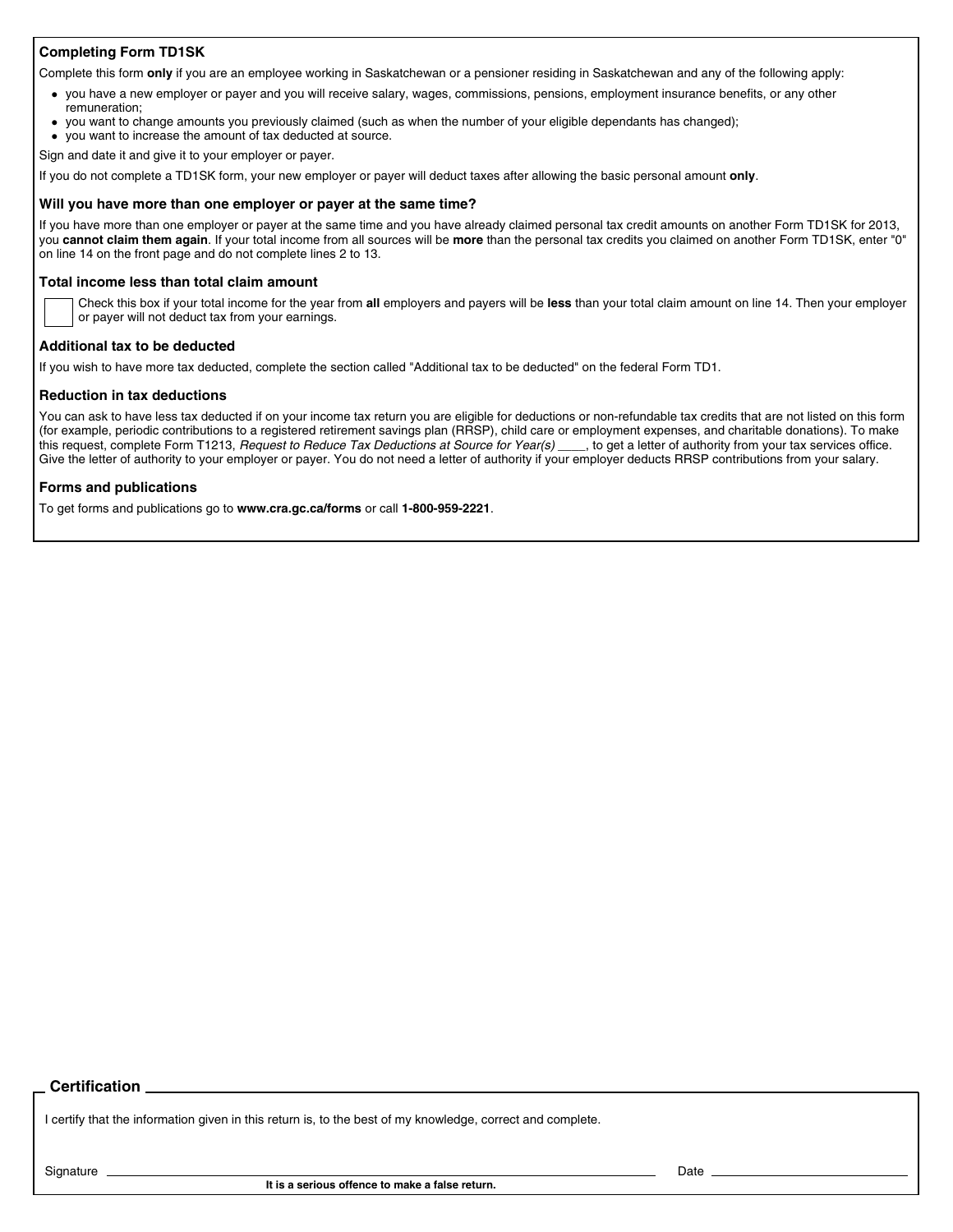### Completing Form TD1SK

Complete this form **only** if you are an employee working in Saskatchewan or a pensioner residing in Saskatchewan and any of the following apply:

- you have a new employer or payer and you will receive salary, wages, commissions, pensions, employment insurance benefits, or any other remuneration;
- you want to change amounts you previously claimed (such as when the number of your eligible dependants has changed);
- you want to increase the amount of tax deducted at source.

Sign and date it and give it to your employer or payer.

If you do not complete a TD1SK form, your new employer or payer will deduct taxes after allowing the basic personal amount **only**.

### Will you have more than one employer or payer at the same time?

If you have more than one employer or payer at the same time and you have already claimed personal tax credit amounts on another Form TD1SK for 2013, you **cannot claim them again**. If your total income from all sources will be **more** than the personal tax credits you claimed on another Form TD1SK, enter "0" on line 14 on the front page and do not complete lines 2 to 13.

### Total income less than total claim amount

☐ Check this box if your total income for the year from **all** employers and payers will be **less** than your total claim amount on line 14. Then your employer or payer will not deduct tax from your earnings.

### Additional tax to be deducted

If you wish to have more tax deducted, complete the section called "Additional tax to be deducted" on the federal Form TD1.

### Reduction in tax deductions

You can ask to have less tax deducted if on your income tax return you are eligible for deductions or non-refundable tax credits that are not listed on this form (for example, periodic contributions to a registered retirement savings plan (RRSP), child care or employment expenses, and charitable donations). To make this request, complete Form T1213, *Request to Reduce Tax Deductions at Source for Year(s)* ____, to get a letter of authority from your tax services office. Give the letter of authority to your employer or payer. You do not need a letter of authority if your employer deducts RRSP contributions from your salary.

### Forms and publications

To get forms and publications go to **www.cra.gc.ca/forms** or call **1-800-959-2221**.

### Certification

I certify that the information given in this return is, to the best of my knowledge, correct and complete.

Signature ______________________________ Date ______________________

**It is a serious offence to make a false return.**